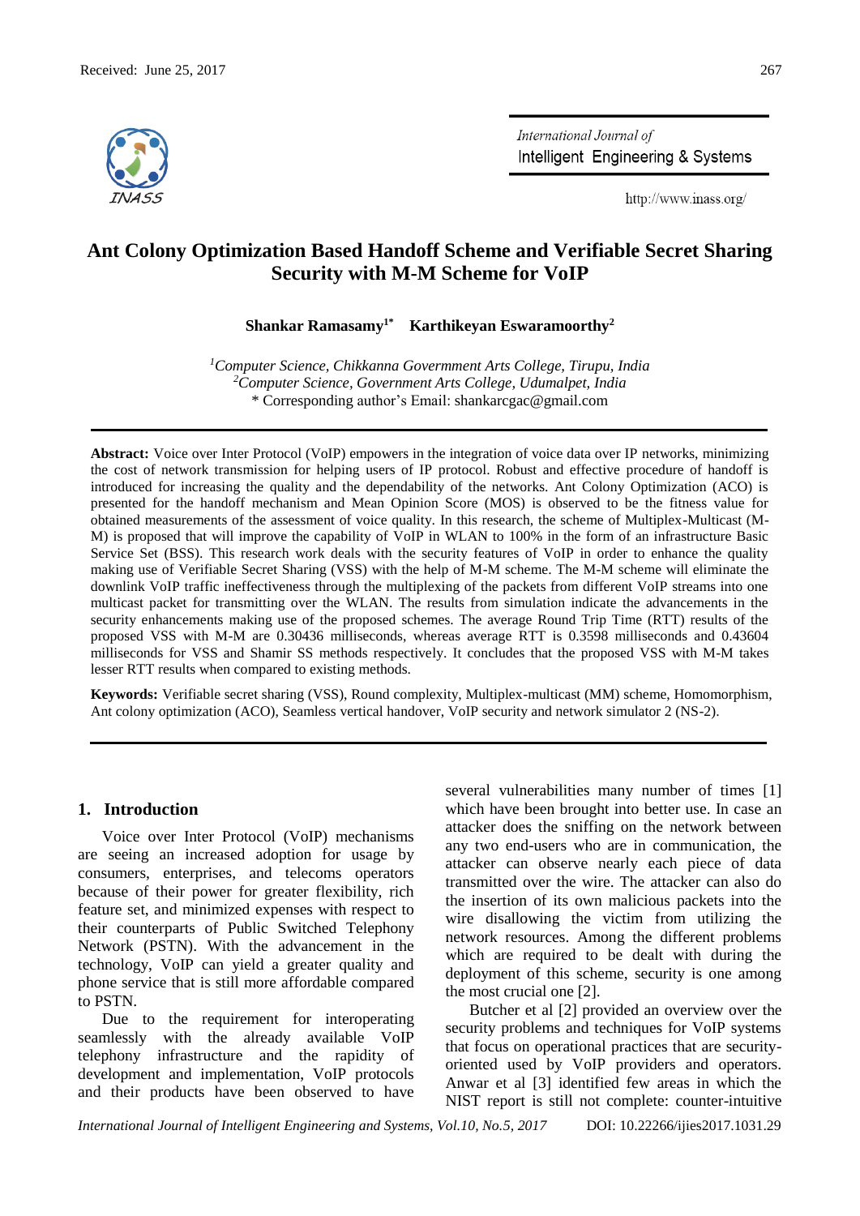Received: June 25, 2017

# Ant Colony Optimization Based Handoff Scheme and Verifiable Secret Sharing Security with M-M Scheme for VoIP

**Shankar Ramasamy[1*] Karthikeyan Eswaramoorthy[2]**

[1]*Computer Science, Chikkanna Govermment Arts College, Tirupu, India*
[2]*Computer Science, Government Arts College, Udumalpet, India*
* Corresponding author's Email: shankarcgac@gmail.com

**Abstract:** Voice over Inter Protocol (VoIP) empowers in the integration of voice data over IP networks, minimizing the cost of network transmission for helping users of IP protocol. Robust and effective procedure of handoff is introduced for increasing the quality and the dependability of the networks. Ant Colony Optimization (ACO) is presented for the handoff mechanism and Mean Opinion Score (MOS) is observed to be the fitness value for obtained measurements of the assessment of voice quality. In this research, the scheme of Multiplex-Multicast (M-M) is proposed that will improve the capability of VoIP in WLAN to 100% in the form of an infrastructure Basic Service Set (BSS). This research work deals with the security features of VoIP in order to enhance the quality making use of Verifiable Secret Sharing (VSS) with the help of M-M scheme. The M-M scheme will eliminate the downlink VoIP traffic ineffectiveness through the multiplexing of the packets from different VoIP streams into one multicast packet for transmitting over the WLAN. The results from simulation indicate the advancements in the security enhancements making use of the proposed schemes. The average Round Trip Time (RTT) results of the proposed VSS with M-M are 0.30436 milliseconds, whereas average RTT is 0.3598 milliseconds and 0.43604 milliseconds for VSS and Shamir SS methods respectively. It concludes that the proposed VSS with M-M takes lesser RTT results when compared to existing methods.

**Keywords:** Verifiable secret sharing (VSS), Round complexity, Multiplex-multicast (MM) scheme, Homomorphism, Ant colony optimization (ACO), Seamless vertical handover, VoIP security and network simulator 2 (NS-2).

## 1. Introduction

Voice over Inter Protocol (VoIP) mechanisms are seeing an increased adoption for usage by consumers, enterprises, and telecoms operators because of their power for greater flexibility, rich feature set, and minimized expenses with respect to their counterparts of Public Switched Telephony Network (PSTN). With the advancement in the technology, VoIP can yield a greater quality and phone service that is still more affordable compared to PSTN.

Due to the requirement for interoperating seamlessly with the already available VoIP telephony infrastructure and the rapidity of development and implementation, VoIP protocols and their products have been observed to have several vulnerabilities many number of times [1] which have been brought into better use. In case an attacker does the sniffing on the network between any two end-users who are in communication, the attacker can observe nearly each piece of data transmitted over the wire. The attacker can also do the insertion of its own malicious packets into the wire disallowing the victim from utilizing the network resources. Among the different problems which are required to be dealt with during the deployment of this scheme, security is one among the most crucial one [2].

Butcher et al [2] provided an overview over the security problems and techniques for VoIP systems that focus on operational practices that are security-oriented used by VoIP providers and operators. Anwar et al [3] identified few areas in which the NIST report is still not complete: counter-intuitive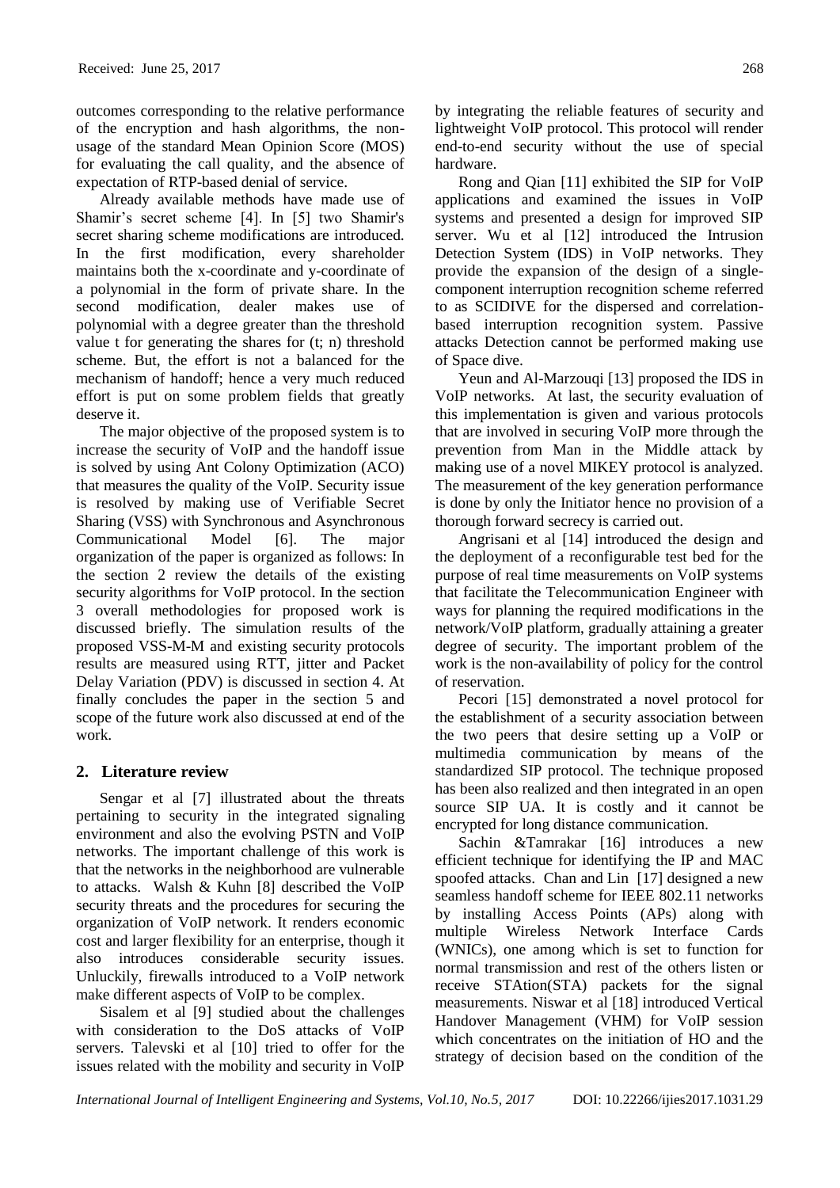outcomes corresponding to the relative performance of the encryption and hash algorithms, the non-usage of the standard Mean Opinion Score (MOS) for evaluating the call quality, and the absence of expectation of RTP-based denial of service.

Already available methods have made use of Shamir's secret scheme [4]. In [5] two Shamir's secret sharing scheme modifications are introduced. In the first modification, every shareholder maintains both the x-coordinate and y-coordinate of a polynomial in the form of private share. In the second modification, dealer makes use of polynomial with a degree greater than the threshold value t for generating the shares for (t; n) threshold scheme. But, the effort is not a balanced for the mechanism of handoff; hence a very much reduced effort is put on some problem fields that greatly deserve it.

The major objective of the proposed system is to increase the security of VoIP and the handoff issue is solved by using Ant Colony Optimization (ACO) that measures the quality of the VoIP. Security issue is resolved by making use of Verifiable Secret Sharing (VSS) with Synchronous and Asynchronous Communicational Model [6]. The major organization of the paper is organized as follows: In the section 2 review the details of the existing security algorithms for VoIP protocol. In the section 3 overall methodologies for proposed work is discussed briefly. The simulation results of the proposed VSS-M-M and existing security protocols results are measured using RTT, jitter and Packet Delay Variation (PDV) is discussed in section 4. At finally concludes the paper in the section 5 and scope of the future work also discussed at end of the work.

## 2. Literature review

Sengar et al [7] illustrated about the threats pertaining to security in the integrated signaling environment and also the evolving PSTN and VoIP networks. The important challenge of this work is that the networks in the neighborhood are vulnerable to attacks. Walsh & Kuhn [8] described the VoIP security threats and the procedures for securing the organization of VoIP network. It renders economic cost and larger flexibility for an enterprise, though it also introduces considerable security issues. Unluckily, firewalls introduced to a VoIP network make different aspects of VoIP to be complex.

Sisalem et al [9] studied about the challenges with consideration to the DoS attacks of VoIP servers. Talevski et al [10] tried to offer for the issues related with the mobility and security in VoIP by integrating the reliable features of security and lightweight VoIP protocol. This protocol will render end-to-end security without the use of special hardware.

Rong and Qian [11] exhibited the SIP for VoIP applications and examined the issues in VoIP systems and presented a design for improved SIP server. Wu et al [12] introduced the Intrusion Detection System (IDS) in VoIP networks. They provide the expansion of the design of a single-component interruption recognition scheme referred to as SCIDIVE for the dispersed and correlation-based interruption recognition system. Passive attacks Detection cannot be performed making use of Space dive.

Yeun and Al-Marzouqi [13] proposed the IDS in VoIP networks. At last, the security evaluation of this implementation is given and various protocols that are involved in securing VoIP more through the prevention from Man in the Middle attack by making use of a novel MIKEY protocol is analyzed. The measurement of the key generation performance is done by only the Initiator hence no provision of a thorough forward secrecy is carried out.

Angrisani et al [14] introduced the design and the deployment of a reconfigurable test bed for the purpose of real time measurements on VoIP systems that facilitate the Telecommunication Engineer with ways for planning the required modifications in the network/VoIP platform, gradually attaining a greater degree of security. The important problem of the work is the non-availability of policy for the control of reservation.

Pecori [15] demonstrated a novel protocol for the establishment of a security association between the two peers that desire setting up a VoIP or multimedia communication by means of the standardized SIP protocol. The technique proposed has been also realized and then integrated in an open source SIP UA. It is costly and it cannot be encrypted for long distance communication.

Sachin &Tamrakar [16] introduces a new efficient technique for identifying the IP and MAC spoofed attacks. Chan and Lin [17] designed a new seamless handoff scheme for IEEE 802.11 networks by installing Access Points (APs) along with multiple Wireless Network Interface Cards (WNICs), one among which is set to function for normal transmission and rest of the others listen or receive STAtion(STA) packets for the signal measurements. Niswar et al [18] introduced Vertical Handover Management (VHM) for VoIP session which concentrates on the initiation of HO and the strategy of decision based on the condition of the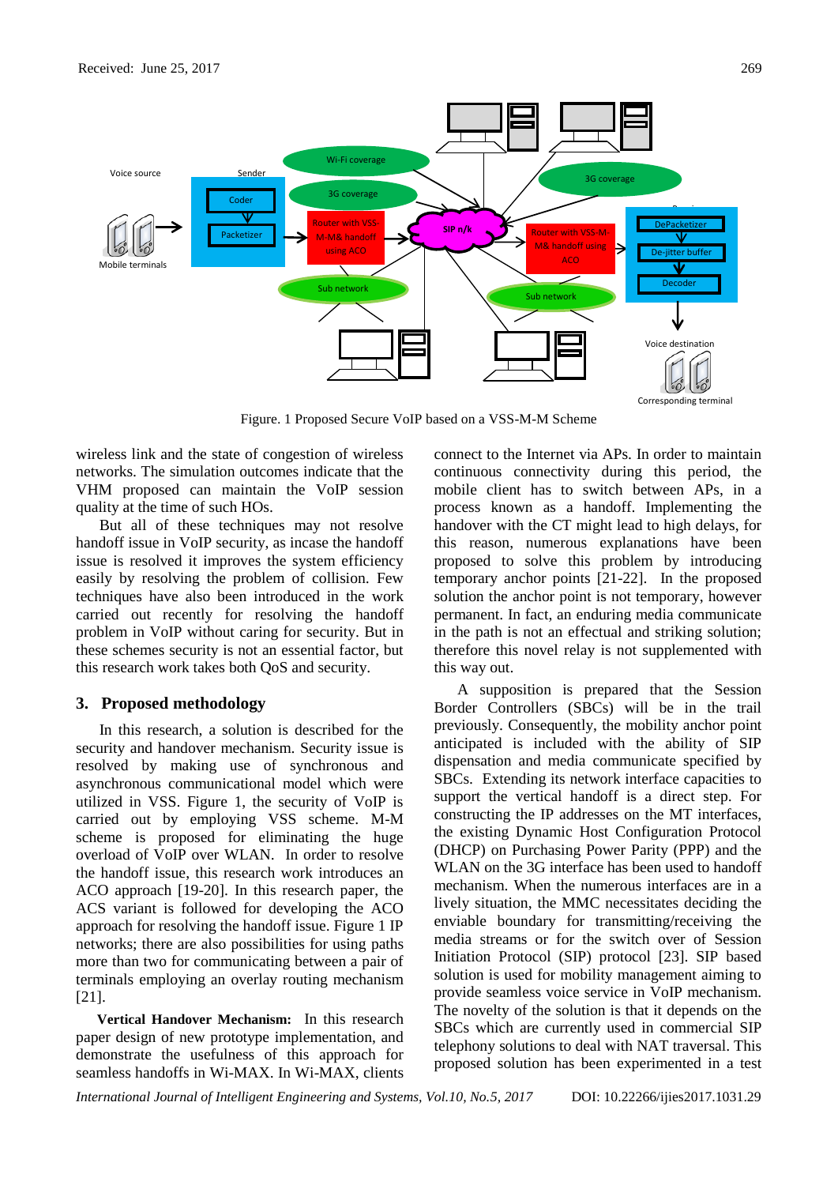Figure. 1 Proposed Secure VoIP based on a VSS-M-M Scheme

wireless link and the state of congestion of wireless networks. The simulation outcomes indicate that the VHM proposed can maintain the VoIP session quality at the time of such HOs.

But all of these techniques may not resolve handoff issue in VoIP security, as incase the handoff issue is resolved it improves the system efficiency easily by resolving the problem of collision. Few techniques have also been introduced in the work carried out recently for resolving the handoff problem in VoIP without caring for security. But in these schemes security is not an essential factor, but this research work takes both QoS and security.

## 3. Proposed methodology

In this research, a solution is described for the security and handover mechanism. Security issue is resolved by making use of synchronous and asynchronous communicational model which were utilized in VSS. Figure 1, the security of VoIP is carried out by employing VSS scheme. M-M scheme is proposed for eliminating the huge overload of VoIP over WLAN. In order to resolve the handoff issue, this research work introduces an ACO approach [19-20]. In this research paper, the ACS variant is followed for developing the ACO approach for resolving the handoff issue. Figure 1 IP networks; there are also possibilities for using paths more than two for communicating between a pair of terminals employing an overlay routing mechanism [21].

**Vertical Handover Mechanism:** In this research paper design of new prototype implementation, and demonstrate the usefulness of this approach for seamless handoffs in Wi-MAX. In Wi-MAX, clients connect to the Internet via APs. In order to maintain continuous connectivity during this period, the mobile client has to switch between APs, in a process known as a handoff. Implementing the handover with the CT might lead to high delays, for this reason, numerous explanations have been proposed to solve this problem by introducing temporary anchor points [21-22]. In the proposed solution the anchor point is not temporary, however permanent. In fact, an enduring media communicate in the path is not an effectual and striking solution; therefore this novel relay is not supplemented with this way out.

A supposition is prepared that the Session Border Controllers (SBCs) will be in the trail previously. Consequently, the mobility anchor point anticipated is included with the ability of SIP dispensation and media communicate specified by SBCs. Extending its network interface capacities to support the vertical handoff is a direct step. For constructing the IP addresses on the MT interfaces, the existing Dynamic Host Configuration Protocol (DHCP) on Purchasing Power Parity (PPP) and the WLAN on the 3G interface has been used to handoff mechanism. When the numerous interfaces are in a lively situation, the MMC necessitates deciding the enviable boundary for transmitting/receiving the media streams or for the switch over of Session Initiation Protocol (SIP) protocol [23]. SIP based solution is used for mobility management aiming to provide seamless voice service in VoIP mechanism. The novelty of the solution is that it depends on the SBCs which are currently used in commercial SIP telephony solutions to deal with NAT traversal. This proposed solution has been experimented in a test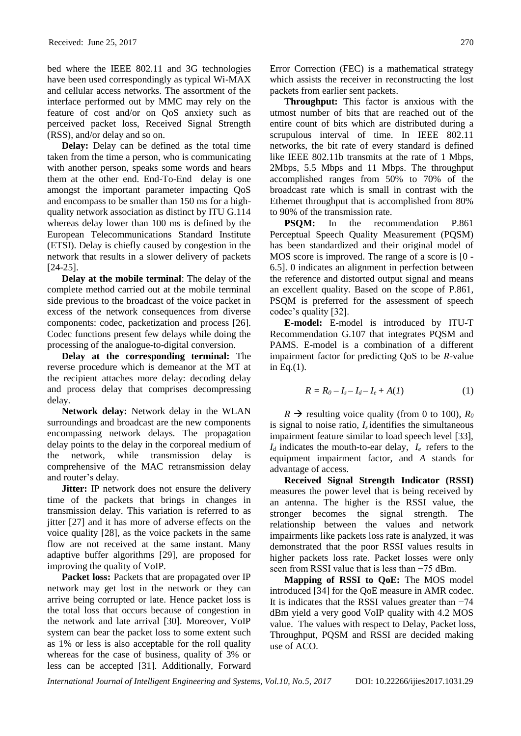bed where the IEEE 802.11 and 3G technologies have been used correspondingly as typical Wi-MAX and cellular access networks. The assortment of the interface performed out by MMC may rely on the feature of cost and/or on QoS anxiety such as perceived packet loss, Received Signal Strength (RSS), and/or delay and so on.

**Delay:** Delay can be defined as the total time taken from the time a person, who is communicating with another person, speaks some words and hears them at the other end. End-To-End delay is one amongst the important parameter impacting QoS and encompass to be smaller than 150 ms for a high-quality network association as distinct by ITU G.114 whereas delay lower than 100 ms is defined by the European Telecommunications Standard Institute (ETSI). Delay is chiefly caused by congestion in the network that results in a slower delivery of packets [24-25].

**Delay at the mobile terminal**: The delay of the complete method carried out at the mobile terminal side previous to the broadcast of the voice packet in excess of the network consequences from diverse components: codec, packetization and process [26]. Codec functions present few delays while doing the processing of the analogue-to-digital conversion.

**Delay at the corresponding terminal:** The reverse procedure which is demeanor at the MT at the recipient attaches more delay: decoding delay and process delay that comprises decompressing delay.

**Network delay:** Network delay in the WLAN surroundings and broadcast are the new components encompassing network delays. The propagation delay points to the delay in the corporeal medium of the network, while transmission delay is comprehensive of the MAC retransmission delay and router's delay.

**Jitter:** IP network does not ensure the delivery time of the packets that brings in changes in transmission delay. This variation is referred to as jitter [27] and it has more of adverse effects on the voice quality [28], as the voice packets in the same flow are not received at the same instant. Many adaptive buffer algorithms [29], are proposed for improving the quality of VoIP.

**Packet loss:** Packets that are propagated over IP network may get lost in the network or they can arrive being corrupted or late. Hence packet loss is the total loss that occurs because of congestion in the network and late arrival [30]. Moreover, VoIP system can bear the packet loss to some extent such as 1% or less is also acceptable for the roll quality whereas for the case of business, quality of 3% or less can be accepted [31]. Additionally, Forward Error Correction (FEC) is a mathematical strategy which assists the receiver in reconstructing the lost packets from earlier sent packets.

**Throughput:** This factor is anxious with the utmost number of bits that are reached out of the entire count of bits which are distributed during a scrupulous interval of time. In IEEE 802.11 networks, the bit rate of every standard is defined like IEEE 802.11b transmits at the rate of 1 Mbps, 2Mbps, 5.5 Mbps and 11 Mbps. The throughput accomplished ranges from 50% to 70% of the broadcast rate which is small in contrast with the Ethernet throughput that is accomplished from 80% to 90% of the transmission rate.

**PSQM:** In the recommendation P.861 Perceptual Speech Quality Measurement (PQSM) has been standardized and their original model of MOS score is improved. The range of a score is [0 - 6.5]. 0 indicates an alignment in perfection between the reference and distorted output signal and means an excellent quality. Based on the scope of P.861, PSQM is preferred for the assessment of speech codec's quality [32].

**E-model:** E-model is introduced by ITU-T Recommendation G.107 that integrates PQSM and PAMS. E-model is a combination of a different impairment factor for predicting QoS to be *R*-value in Eq.(1).

$$R = R_0 - I_s - I_d - I_e + A(1) \tag{1}$$

$R \rightarrow$ resulting voice quality (from 0 to 100), $R_0$ is signal to noise ratio, $I_s$ identifies the simultaneous impairment feature similar to load speech level [33], $I_d$ indicates the mouth-to-ear delay, $I_e$ refers to the equipment impairment factor, and $A$ stands for advantage of access.

**Received Signal Strength Indicator (RSSI)** measures the power level that is being received by an antenna. The higher is the RSSI value, the stronger becomes the signal strength. The relationship between the values and network impairments like packets loss rate is analyzed, it was demonstrated that the poor RSSI values results in higher packets loss rate. Packet losses were only seen from RSSI value that is less than −75 dBm.

**Mapping of RSSI to QoE:** The MOS model introduced [34] for the QoE measure in AMR codec. It is indicates that the RSSI values greater than −74 dBm yield a very good VoIP quality with 4.2 MOS value. The values with respect to Delay, Packet loss, Throughput, PQSM and RSSI are decided making use of ACO.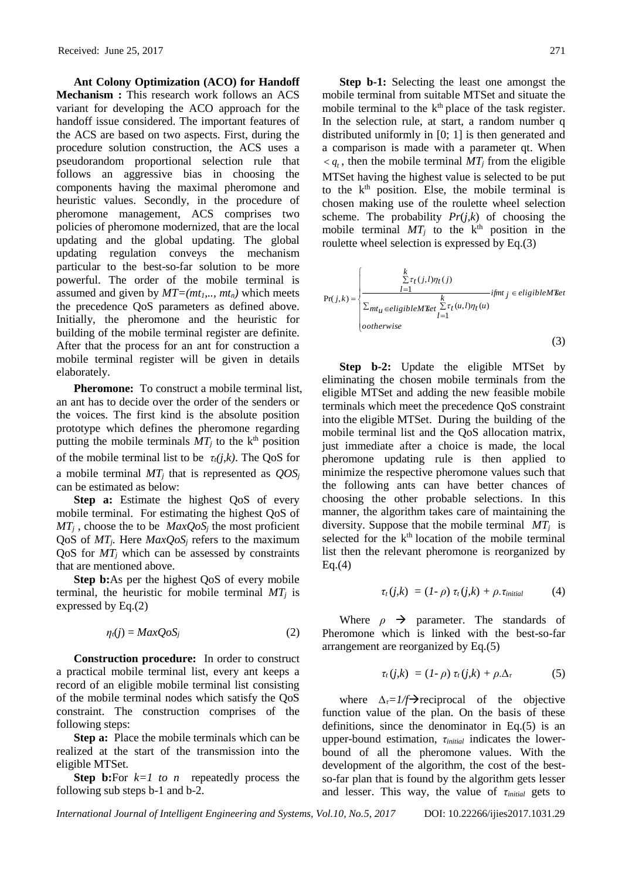**Ant Colony Optimization (ACO) for Handoff Mechanism :** This research work follows an ACS variant for developing the ACO approach for the handoff issue considered. The important features of the ACS are based on two aspects. First, during the procedure solution construction, the ACS uses a pseudorandom proportional selection rule that follows an aggressive bias in choosing the components having the maximal pheromone and heuristic values. Secondly, in the procedure of pheromone management, ACS comprises two policies of pheromone modernized, that are the local updating and the global updating. The global updating regulation conveys the mechanism particular to the best-so-far solution to be more powerful. The order of the mobile terminal is assumed and given by $MT=(mt_1,.., mt_n)$ which meets the precedence QoS parameters as defined above. Initially, the pheromone and the heuristic for building of the mobile terminal register are definite. After that the process for an ant for construction a mobile terminal register will be given in details elaborately.

**Pheromone:** To construct a mobile terminal list, an ant has to decide over the order of the senders or the voices. The first kind is the absolute position prototype which defines the pheromone regarding putting the mobile terminals $MT_j$ to the k$^{th}$ position of the mobile terminal list to be $\tau_t(j,k)$. The QoS for a mobile terminal $MT_j$ that is represented as $QOS_j$ can be estimated as below:

**Step a:** Estimate the highest QoS of every mobile terminal. For estimating the highest QoS of $MT_j$ , choose the to be $MaxQoS_j$ the most proficient QoS of $MT_j$. Here $MaxQoS_j$ refers to the maximum QoS for $MT_j$ which can be assessed by constraints that are mentioned above.

**Step b:**As per the highest QoS of every mobile terminal, the heuristic for mobile terminal $MT_j$ is expressed by Eq.(2)

$$\eta_t(j) = MaxQoS_j \tag{2}$$

**Construction procedure:** In order to construct a practical mobile terminal list, every ant keeps a record of an eligible mobile terminal list consisting of the mobile terminal nodes which satisfy the QoS constraint. The construction comprises of the following steps:

**Step a:** Place the mobile terminals which can be realized at the start of the transmission into the eligible MTSet.

**Step b:**For $k=1$ to $n$ repeatedly process the following sub steps b-1 and b-2.

**Step b-1:** Selecting the least one amongst the mobile terminal from suitable MTSet and situate the mobile terminal to the k$^{th}$ place of the task register. In the selection rule, at start, a random number q distributed uniformly in [0; 1] is then generated and a comparison is made with a parameter qt. When $< q_t$, then the mobile terminal $MT_j$ from the eligible MTSet having the highest value is selected to be put to the k$^{th}$ position. Else, the mobile terminal is chosen making use of the roulette wheel selection scheme. The probability $Pr(j,k)$ of choosing the mobile terminal $MT_j$ to the k$^{th}$ position in the roulette wheel selection is expressed by Eq.(3)

$$\Pr(j,k) = \begin{cases} \dfrac{\sum_{l=1}^{k} \tau_t(j,l)\eta_t(j)}{\sum_{mt_u \in eligibleMTset} \sum_{l=1}^{k} \tau_t(u,l)\eta_t(u)} & if\, mt_j \in eligibleMTset \\ ootherwise & \end{cases} \tag{3}$$

**Step b-2:** Update the eligible MTSet by eliminating the chosen mobile terminals from the eligible MTSet and adding the new feasible mobile terminals which meet the precedence QoS constraint into the eligible MTSet. During the building of the mobile terminal list and the QoS allocation matrix, just immediate after a choice is made, the local pheromone updating rule is then applied to minimize the respective pheromone values such that the following ants can have better chances of choosing the other probable selections. In this manner, the algorithm takes care of maintaining the diversity. Suppose that the mobile terminal $MT_j$ is selected for the k$^{th}$ location of the mobile terminal list then the relevant pheromone is reorganized by Eq.(4)

$$\tau_t(j,k) = (1-\rho)\,\tau_t(j,k) + \rho.\tau_{initial} \tag{4}$$

Where $\rho \rightarrow$ parameter. The standards of Pheromone which is linked with the best-so-far arrangement are reorganized by Eq.(5)

$$\tau_t(j,k) = (1-\rho)\,\tau_t(j,k) + \rho.\Delta_\tau \tag{5}$$

where $\Delta_\tau=1/f \rightarrow$reciprocal of the objective function value of the plan. On the basis of these definitions, since the denominator in Eq.(5) is an upper-bound estimation, $\tau_{initial}$ indicates the lower-bound of all the pheromone values. With the development of the algorithm, the cost of the best-so-far plan that is found by the algorithm gets lesser and lesser. This way, the value of $\tau_{initial}$ gets to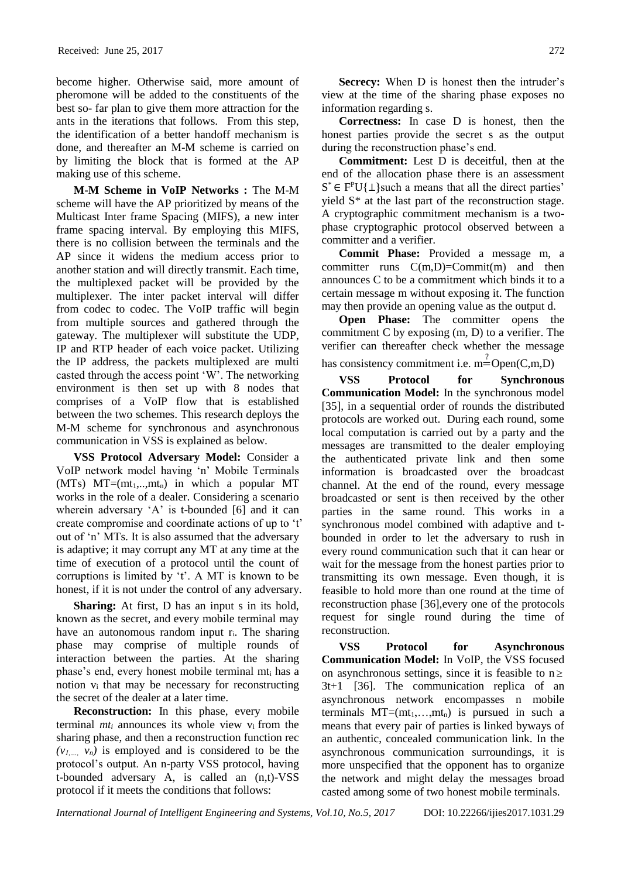become higher. Otherwise said, more amount of pheromone will be added to the constituents of the best so- far plan to give them more attraction for the ants in the iterations that follows. From this step, the identification of a better handoff mechanism is done, and thereafter an M-M scheme is carried on by limiting the block that is formed at the AP making use of this scheme.

**M-M Scheme in VoIP Networks :** The M-M scheme will have the AP prioritized by means of the Multicast Inter frame Spacing (MIFS), a new inter frame spacing interval. By employing this MIFS, there is no collision between the terminals and the AP since it widens the medium access prior to another station and will directly transmit. Each time, the multiplexed packet will be provided by the multiplexer. The inter packet interval will differ from codec to codec. The VoIP traffic will begin from multiple sources and gathered through the gateway. The multiplexer will substitute the UDP, IP and RTP header of each voice packet. Utilizing the IP address, the packets multiplexed are multi casted through the access point 'W'. The networking environment is then set up with 8 nodes that comprises of a VoIP flow that is established between the two schemes. This research deploys the M-M scheme for synchronous and asynchronous communication in VSS is explained as below.

**VSS Protocol Adversary Model:** Consider a VoIP network model having 'n' Mobile Terminals (MTs) $MT=(mt_1,..,mt_n)$ in which a popular MT works in the role of a dealer. Considering a scenario wherein adversary 'A' is t-bounded [6] and it can create compromise and coordinate actions of up to 't' out of 'n' MTs. It is also assumed that the adversary is adaptive; it may corrupt any MT at any time at the time of execution of a protocol until the count of corruptions is limited by 't'. A MT is known to be honest, if it is not under the control of any adversary.

**Sharing:** At first, D has an input s in its hold, known as the secret, and every mobile terminal may have an autonomous random input $r_i$. The sharing phase may comprise of multiple rounds of interaction between the parties. At the sharing phase's end, every honest mobile terminal $mt_i$ has a notion $v_i$ that may be necessary for reconstructing the secret of the dealer at a later time.

**Reconstruction:** In this phase, every mobile terminal $mt_i$ announces its whole view $v_i$ from the sharing phase, and then a reconstruction function rec $(v_1,..., v_n)$ is employed and is considered to be the protocol's output. An n-party VSS protocol, having t-bounded adversary A, is called an (n,t)-VSS protocol if it meets the conditions that follows:

**Secrecy:** When D is honest then the intruder's view at the time of the sharing phase exposes no information regarding s.

**Correctness:** In case D is honest, then the honest parties provide the secret s as the output during the reconstruction phase's end.

**Commitment:** Lest D is deceitful, then at the end of the allocation phase there is an assessment $S^* \in F^p U\{\perp\}$such a means that all the direct parties' yield S* at the last part of the reconstruction stage. A cryptographic commitment mechanism is a two-phase cryptographic protocol observed between a committer and a verifier.

**Commit Phase:** Provided a message m, a committer runs C(m,D)=Commit(m) and then announces C to be a commitment which binds it to a certain message m without exposing it. The function may then provide an opening value as the output d.

**Open Phase:** The committer opens the commitment C by exposing (m, D) to a verifier. The verifier can thereafter check whether the message has consistency commitment i.e. $m \stackrel{?}{=} Open(C,m,D)$

**VSS Protocol for Synchronous Communication Model:** In the synchronous model [35], in a sequential order of rounds the distributed protocols are worked out. During each round, some local computation is carried out by a party and the messages are transmitted to the dealer employing the authenticated private link and then some information is broadcasted over the broadcast channel. At the end of the round, every message broadcasted or sent is then received by the other parties in the same round. This works in a synchronous model combined with adaptive and t-bounded in order to let the adversary to rush in every round communication such that it can hear or wait for the message from the honest parties prior to transmitting its own message. Even though, it is feasible to hold more than one round at the time of reconstruction phase [36],every one of the protocols request for single round during the time of reconstruction.

**VSS Protocol for Asynchronous Communication Model:** In VoIP, the VSS focused on asynchronous settings, since it is feasible to $n \geq 3t+1$ [36]. The communication replica of an asynchronous network encompasses n mobile terminals $MT=(mt_1,\ldots,mt_n)$ is pursued in such a means that every pair of parties is linked byways of an authentic, concealed communication link. In the asynchronous communication surroundings, it is more unspecified that the opponent has to organize the network and might delay the messages broad casted among some of two honest mobile terminals.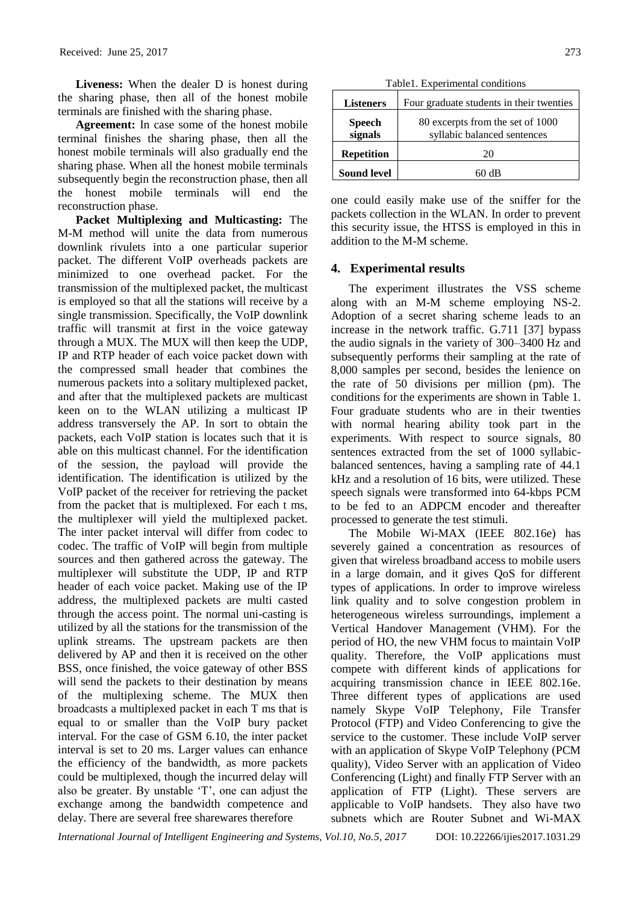**Liveness:** When the dealer D is honest during the sharing phase, then all of the honest mobile terminals are finished with the sharing phase.

**Agreement:** In case some of the honest mobile terminal finishes the sharing phase, then all the honest mobile terminals will also gradually end the sharing phase. When all the honest mobile terminals subsequently begin the reconstruction phase, then all the honest mobile terminals will end the reconstruction phase.

**Packet Multiplexing and Multicasting:** The M-M method will unite the data from numerous downlink rivulets into a one particular superior packet. The different VoIP overheads packets are minimized to one overhead packet. For the transmission of the multiplexed packet, the multicast is employed so that all the stations will receive by a single transmission. Specifically, the VoIP downlink traffic will transmit at first in the voice gateway through a MUX. The MUX will then keep the UDP, IP and RTP header of each voice packet down with the compressed small header that combines the numerous packets into a solitary multiplexed packet, and after that the multiplexed packets are multicast keen on to the WLAN utilizing a multicast IP address transversely the AP. In sort to obtain the packets, each VoIP station is locates such that it is able on this multicast channel. For the identification of the session, the payload will provide the identification. The identification is utilized by the VoIP packet of the receiver for retrieving the packet from the packet that is multiplexed. For each t ms, the multiplexer will yield the multiplexed packet. The inter packet interval will differ from codec to codec. The traffic of VoIP will begin from multiple sources and then gathered across the gateway. The multiplexer will substitute the UDP, IP and RTP header of each voice packet. Making use of the IP address, the multiplexed packets are multi casted through the access point. The normal uni-casting is utilized by all the stations for the transmission of the uplink streams. The upstream packets are then delivered by AP and then it is received on the other BSS, once finished, the voice gateway of other BSS will send the packets to their destination by means of the multiplexing scheme. The MUX then broadcasts a multiplexed packet in each T ms that is equal to or smaller than the VoIP bury packet interval. For the case of GSM 6.10, the inter packet interval is set to 20 ms. Larger values can enhance the efficiency of the bandwidth, as more packets could be multiplexed, though the incurred delay will also be greater. By unstable 'T', one can adjust the exchange among the bandwidth competence and delay. There are several free sharewares therefore one could easily make use of the sniffer for the packets collection in the WLAN. In order to prevent this security issue, the HTSS is employed in this in addition to the M-M scheme.

Table1. Experimental conditions

| Listeners | Four graduate students in their twenties |
|---|---|
| Speech signals | 80 excerpts from the set of 1000 syllabic balanced sentences |
| Repetition | 20 |
| Sound level | 60 dB |

## 4. Experimental results

The experiment illustrates the VSS scheme along with an M-M scheme employing NS-2. Adoption of a secret sharing scheme leads to an increase in the network traffic. G.711 [37] bypass the audio signals in the variety of 300–3400 Hz and subsequently performs their sampling at the rate of 8,000 samples per second, besides the lenience on the rate of 50 divisions per million (pm). The conditions for the experiments are shown in Table 1. Four graduate students who are in their twenties with normal hearing ability took part in the experiments. With respect to source signals, 80 sentences extracted from the set of 1000 syllabic-balanced sentences, having a sampling rate of 44.1 kHz and a resolution of 16 bits, were utilized. These speech signals were transformed into 64-kbps PCM to be fed to an ADPCM encoder and thereafter processed to generate the test stimuli.

The Mobile Wi-MAX (IEEE 802.16e) has severely gained a concentration as resources of given that wireless broadband access to mobile users in a large domain, and it gives QoS for different types of applications. In order to improve wireless link quality and to solve congestion problem in heterogeneous wireless surroundings, implement a Vertical Handover Management (VHM). For the period of HO, the new VHM focus to maintain VoIP quality. Therefore, the VoIP applications must compete with different kinds of applications for acquiring transmission chance in IEEE 802.16e. Three different types of applications are used namely Skype VoIP Telephony, File Transfer Protocol (FTP) and Video Conferencing to give the service to the customer. These include VoIP server with an application of Skype VoIP Telephony (PCM quality), Video Server with an application of Video Conferencing (Light) and finally FTP Server with an application of FTP (Light). These servers are applicable to VoIP handsets. They also have two subnets which are Router Subnet and Wi-MAX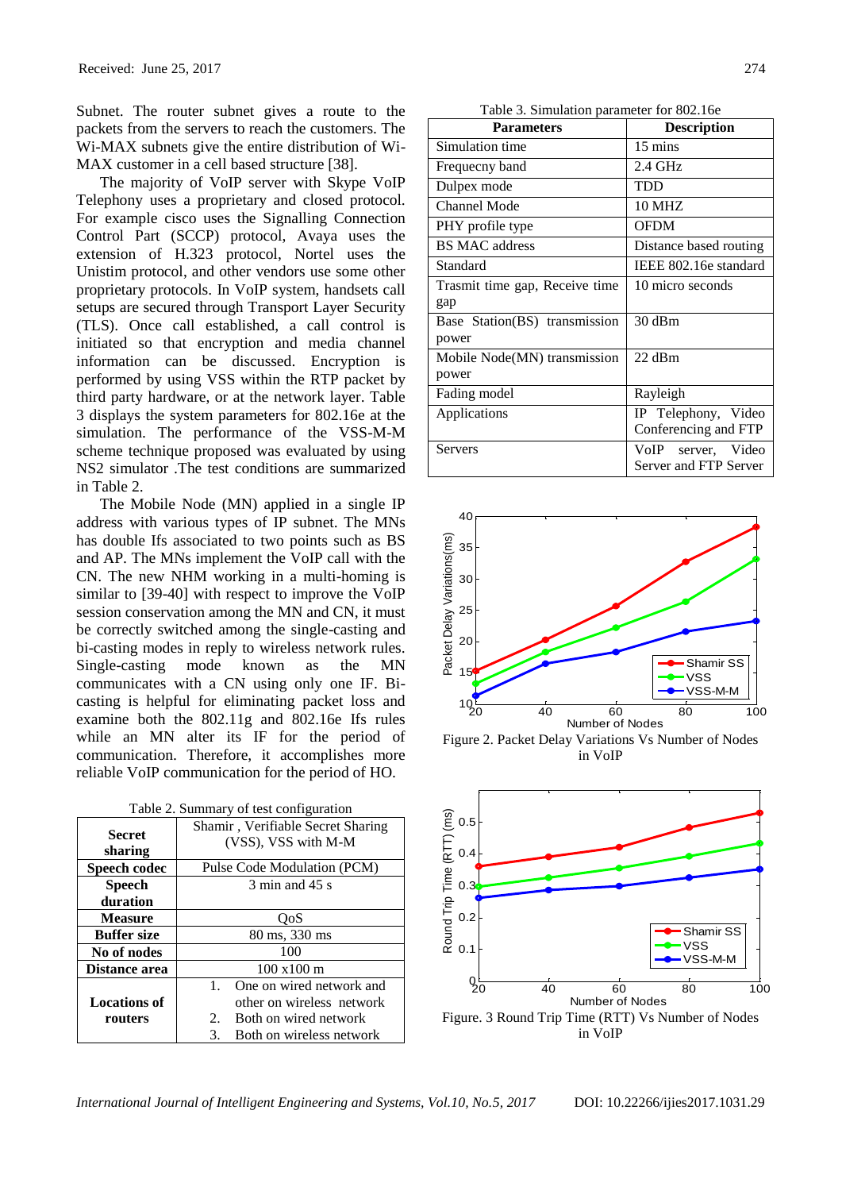Subnet. The router subnet gives a route to the packets from the servers to reach the customers. The Wi-MAX subnets give the entire distribution of Wi-MAX customer in a cell based structure [38].

The majority of VoIP server with Skype VoIP Telephony uses a proprietary and closed protocol. For example cisco uses the Signalling Connection Control Part (SCCP) protocol, Avaya uses the extension of H.323 protocol, Nortel uses the Unistim protocol, and other vendors use some other proprietary protocols. In VoIP system, handsets call setups are secured through Transport Layer Security (TLS). Once call established, a call control is initiated so that encryption and media channel information can be discussed. Encryption is performed by using VSS within the RTP packet by third party hardware, or at the network layer. Table 3 displays the system parameters for 802.16e at the simulation. The performance of the VSS-M-M scheme technique proposed was evaluated by using NS2 simulator .The test conditions are summarized in Table 2.

The Mobile Node (MN) applied in a single IP address with various types of IP subnet. The MNs has double Ifs associated to two points such as BS and AP. The MNs implement the VoIP call with the CN. The new NHM working in a multi-homing is similar to [39-40] with respect to improve the VoIP session conservation among the MN and CN, it must be correctly switched among the single-casting and bi-casting modes in reply to wireless network rules. Single-casting mode known as the MN communicates with a CN using only one IF. Bi-casting is helpful for eliminating packet loss and examine both the 802.11g and 802.16e Ifs rules while an MN alter its IF for the period of communication. Therefore, it accomplishes more reliable VoIP communication for the period of HO.

Table 2. Summary of test configuration

| | |
|---|---|
| **Secret sharing** | Shamir , Verifiable Secret Sharing (VSS), VSS with M-M |
| **Speech codec** | Pulse Code Modulation (PCM) |
| **Speech duration** | 3 min and 45 s |
| **Measure** | QoS |
| **Buffer size** | 80 ms, 330 ms |
| **No of nodes** | 100 |
| **Distance area** | 100 x100 m |
| **Locations of routers** | 1. One on wired network and other on wireless network<br>2. Both on wired network<br>3. Both on wireless network |

Table 3. Simulation parameter for 802.16e

| Parameters | Description |
|---|---|
| Simulation time | 15 mins |
| Frequecny band | 2.4 GHz |
| Dulpex mode | TDD |
| Channel Mode | 10 MHZ |
| PHY profile type | OFDM |
| BS MAC address | Distance based routing |
| Standard | IEEE 802.16e standard |
| Trasmit time gap, Receive time gap | 10 micro seconds |
| Base Station(BS) transmission power | 30 dBm |
| Mobile Node(MN) transmission power | 22 dBm |
| Fading model | Rayleigh |
| Applications | IP Telephony, Video Conferencing and FTP |
| Servers | VoIP server, Video Server and FTP Server |

Figure 2. Packet Delay Variations Vs Number of Nodes in VoIP

Figure. 3 Round Trip Time (RTT) Vs Number of Nodes in VoIP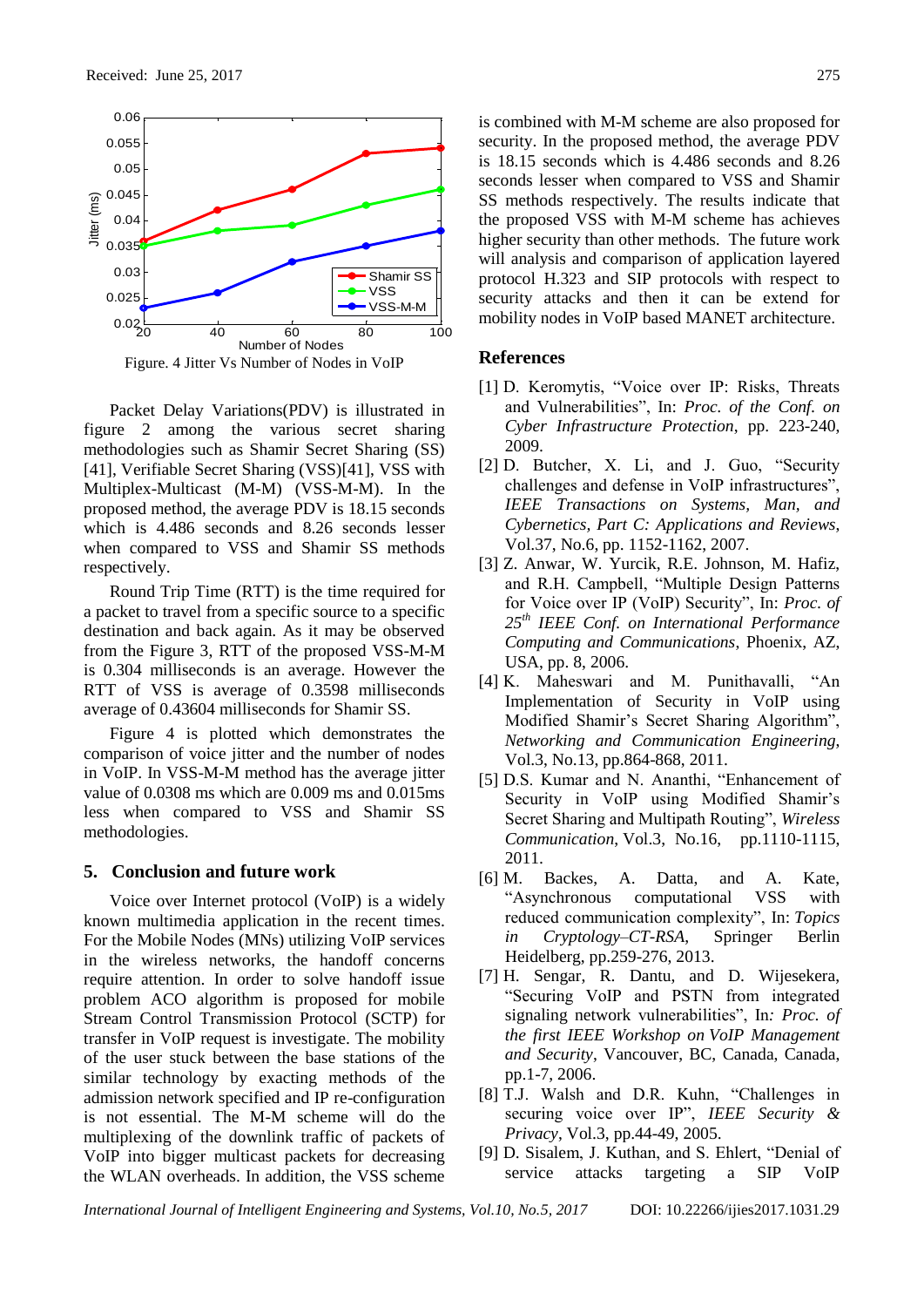Figure. 4 Jitter Vs Number of Nodes in VoIP

Packet Delay Variations(PDV) is illustrated in figure 2 among the various secret sharing methodologies such as Shamir Secret Sharing (SS) [41], Verifiable Secret Sharing (VSS)[41], VSS with Multiplex-Multicast (M-M) (VSS-M-M). In the proposed method, the average PDV is 18.15 seconds which is 4.486 seconds and 8.26 seconds lesser when compared to VSS and Shamir SS methods respectively.

Round Trip Time (RTT) is the time required for a packet to travel from a specific source to a specific destination and back again. As it may be observed from the Figure 3, RTT of the proposed VSS-M-M is 0.304 milliseconds is an average. However the RTT of VSS is average of 0.3598 milliseconds average of 0.43604 milliseconds for Shamir SS.

Figure 4 is plotted which demonstrates the comparison of voice jitter and the number of nodes in VoIP. In VSS-M-M method has the average jitter value of 0.0308 ms which are 0.009 ms and 0.015ms less when compared to VSS and Shamir SS methodologies.

## 5. Conclusion and future work

Voice over Internet protocol (VoIP) is a widely known multimedia application in the recent times. For the Mobile Nodes (MNs) utilizing VoIP services in the wireless networks, the handoff concerns require attention. In order to solve handoff issue problem ACO algorithm is proposed for mobile Stream Control Transmission Protocol (SCTP) for transfer in VoIP request is investigate. The mobility of the user stuck between the base stations of the similar technology by exacting methods of the admission network specified and IP re-configuration is not essential. The M-M scheme will do the multiplexing of the downlink traffic of packets of VoIP into bigger multicast packets for decreasing the WLAN overheads. In addition, the VSS scheme is combined with M-M scheme are also proposed for security. In the proposed method, the average PDV is 18.15 seconds which is 4.486 seconds and 8.26 seconds lesser when compared to VSS and Shamir SS methods respectively. The results indicate that the proposed VSS with M-M scheme has achieves higher security than other methods. The future work will analysis and comparison of application layered protocol H.323 and SIP protocols with respect to security attacks and then it can be extend for mobility nodes in VoIP based MANET architecture.

## References

[1] D. Keromytis, "Voice over IP: Risks, Threats and Vulnerabilities", In: *Proc. of the Conf. on Cyber Infrastructure Protection*, pp. 223-240, 2009.

[2] D. Butcher, X. Li, and J. Guo, "Security challenges and defense in VoIP infrastructures", *IEEE Transactions on Systems, Man, and Cybernetics, Part C: Applications and Reviews*, Vol.37, No.6, pp. 1152-1162, 2007.

[3] Z. Anwar, W. Yurcik, R.E. Johnson, M. Hafiz, and R.H. Campbell, "Multiple Design Patterns for Voice over IP (VoIP) Security", In: *Proc. of 25th IEEE Conf. on International Performance Computing and Communications*, Phoenix, AZ, USA, pp. 8, 2006.

[4] K. Maheswari and M. Punithavalli, "An Implementation of Security in VoIP using Modified Shamir's Secret Sharing Algorithm", *Networking and Communication Engineering*, Vol.3, No.13, pp.864-868, 2011.

[5] D.S. Kumar and N. Ananthi, "Enhancement of Security in VoIP using Modified Shamir's Secret Sharing and Multipath Routing", *Wireless Communication*, Vol.3, No.16, pp.1110-1115, 2011.

[6] M. Backes, A. Datta, and A. Kate, "Asynchronous computational VSS with reduced communication complexity", In: *Topics in Cryptology–CT-RSA*, Springer Berlin Heidelberg, pp.259-276, 2013.

[7] H. Sengar, R. Dantu, and D. Wijesekera, "Securing VoIP and PSTN from integrated signaling network vulnerabilities", In*: Proc. of the first IEEE Workshop on VoIP Management and Security*, Vancouver, BC, Canada, Canada, pp.1-7, 2006.

[8] T.J. Walsh and D.R. Kuhn, "Challenges in securing voice over IP", *IEEE Security & Privacy*, Vol.3, pp.44-49, 2005.

[9] D. Sisalem, J. Kuthan, and S. Ehlert, "Denial of service attacks targeting a SIP VoIP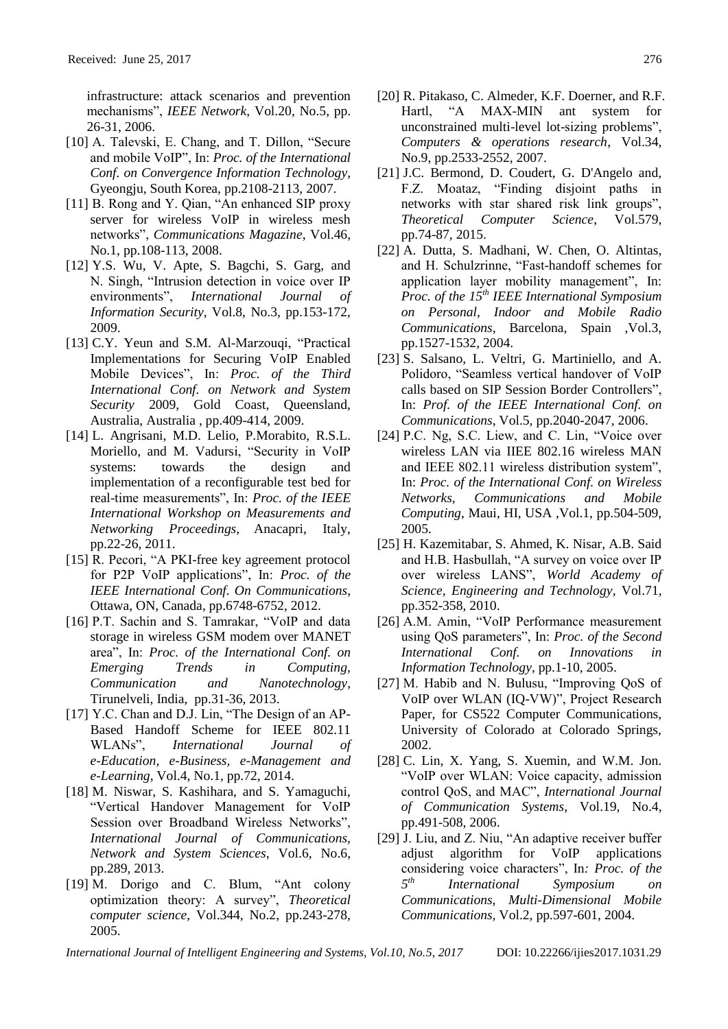infrastructure: attack scenarios and prevention mechanisms", *IEEE Network*, Vol.20, No.5, pp. 26-31, 2006.

[10] A. Talevski, E. Chang, and T. Dillon, "Secure and mobile VoIP", In: *Proc. of the International Conf. on Convergence Information Technology*, Gyeongju, South Korea, pp.2108-2113, 2007.

[11] B. Rong and Y. Qian, "An enhanced SIP proxy server for wireless VoIP in wireless mesh networks", *Communications Magazine*, Vol.46, No.1, pp.108-113, 2008.

[12] Y.S. Wu, V. Apte, S. Bagchi, S. Garg, and N. Singh, "Intrusion detection in voice over IP environments", *International Journal of Information Security*, Vol.8, No.3, pp.153-172, 2009.

[13] C.Y. Yeun and S.M. Al-Marzouqi, "Practical Implementations for Securing VoIP Enabled Mobile Devices", In: *Proc. of the Third International Conf. on Network and System Security* 2009, Gold Coast, Queensland, Australia, Australia , pp.409-414, 2009.

[14] L. Angrisani, M.D. Lelio, P.Morabito, R.S.L. Moriello, and M. Vadursi, "Security in VoIP systems: towards the design and implementation of a reconfigurable test bed for real-time measurements", In: *Proc. of the IEEE International Workshop on Measurements and Networking Proceedings*, Anacapri, Italy, pp.22-26, 2011.

[15] R. Pecori, "A PKI-free key agreement protocol for P2P VoIP applications", In: *Proc. of the IEEE International Conf. On Communications*, Ottawa, ON, Canada, pp.6748-6752, 2012.

[16] P.T. Sachin and S. Tamrakar, "VoIP and data storage in wireless GSM modem over MANET area", In: *Proc. of the International Conf. on Emerging Trends in Computing, Communication and Nanotechnology*, Tirunelveli, India, pp.31-36, 2013.

[17] Y.C. Chan and D.J. Lin, "The Design of an AP-Based Handoff Scheme for IEEE 802.11 WLANs", *International Journal of e-Education, e-Business, e-Management and e-Learning*, Vol.4, No.1, pp.72, 2014.

[18] M. Niswar, S. Kashihara, and S. Yamaguchi, "Vertical Handover Management for VoIP Session over Broadband Wireless Networks", *International Journal of Communications, Network and System Sciences*, Vol.6, No.6, pp.289, 2013.

[19] M. Dorigo and C. Blum, "Ant colony optimization theory: A survey", *Theoretical computer science*, Vol.344, No.2, pp.243-278, 2005.

[20] R. Pitakaso, C. Almeder, K.F. Doerner, and R.F. Hartl, "A MAX-MIN ant system for unconstrained multi-level lot-sizing problems", *Computers & operations research*, Vol.34, No.9, pp.2533-2552, 2007.

[21] J.C. Bermond, D. Coudert, G. D'Angelo and, F.Z. Moataz, "Finding disjoint paths in networks with star shared risk link groups", *Theoretical Computer Science*, Vol.579, pp.74-87, 2015.

[22] A. Dutta, S. Madhani, W. Chen, O. Altintas, and H. Schulzrinne, "Fast-handoff schemes for application layer mobility management", In: *Proc. of the 15th IEEE International Symposium on Personal, Indoor and Mobile Radio Communications*, Barcelona, Spain ,Vol.3, pp.1527-1532, 2004.

[23] S. Salsano, L. Veltri, G. Martiniello, and A. Polidoro, "Seamless vertical handover of VoIP calls based on SIP Session Border Controllers", In: *Prof. of the IEEE International Conf. on Communications*, Vol.5, pp.2040-2047, 2006.

[24] P.C. Ng, S.C. Liew, and C. Lin, "Voice over wireless LAN via IIEE 802.16 wireless MAN and IEEE 802.11 wireless distribution system", In: *Proc. of the International Conf. on Wireless Networks, Communications and Mobile Computing*, Maui, HI, USA ,Vol.1, pp.504-509, 2005.

[25] H. Kazemitabar, S. Ahmed, K. Nisar, A.B. Said and H.B. Hasbullah, "A survey on voice over IP over wireless LANS", *World Academy of Science, Engineering and Technology*, Vol.71, pp.352-358, 2010.

[26] A.M. Amin, "VoIP Performance measurement using QoS parameters", In: *Proc. of the Second International Conf. on Innovations in Information Technology*, pp.1-10, 2005.

[27] M. Habib and N. Bulusu, "Improving QoS of VoIP over WLAN (IQ-VW)", Project Research Paper, for CS522 Computer Communications, University of Colorado at Colorado Springs, 2002.

[28] C. Lin, X. Yang, S. Xuemin, and W.M. Jon. "VoIP over WLAN: Voice capacity, admission control QoS, and MAC", *International Journal of Communication Systems*, Vol.19, No.4, pp.491-508, 2006.

[29] J. Liu, and Z. Niu, "An adaptive receiver buffer adjust algorithm for VoIP applications considering voice characters", In*: Proc. of the 5th International Symposium on Communications, Multi-Dimensional Mobile Communications*, Vol.2, pp.597-601, 2004.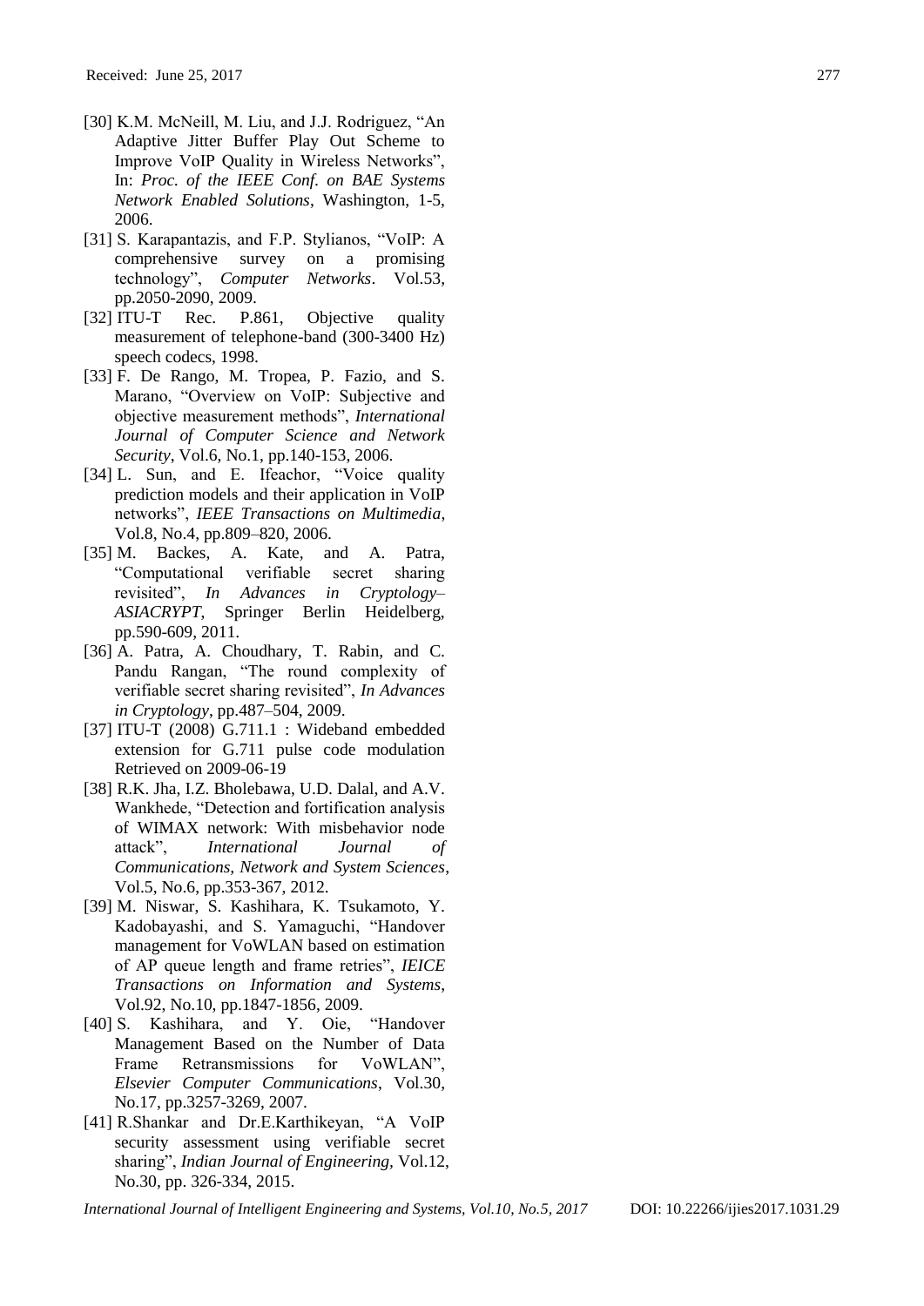[30] K.M. McNeill, M. Liu, and J.J. Rodriguez, "An Adaptive Jitter Buffer Play Out Scheme to Improve VoIP Quality in Wireless Networks", In: *Proc. of the IEEE Conf. on BAE Systems Network Enabled Solutions*, Washington, 1-5, 2006.

[31] S. Karapantazis, and F.P. Stylianos, "VoIP: A comprehensive survey on a promising technology", *Computer Networks*. Vol.53, pp.2050-2090, 2009.

[32] ITU-T Rec. P.861, Objective quality measurement of telephone-band (300-3400 Hz) speech codecs, 1998.

[33] F. De Rango, M. Tropea, P. Fazio, and S. Marano, "Overview on VoIP: Subjective and objective measurement methods", *International Journal of Computer Science and Network Security*, Vol.6, No.1, pp.140-153, 2006.

[34] L. Sun, and E. Ifeachor, "Voice quality prediction models and their application in VoIP networks", *IEEE Transactions on Multimedia*, Vol.8, No.4, pp.809–820, 2006.

[35] M. Backes, A. Kate, and A. Patra, "Computational verifiable secret sharing revisited", *In Advances in Cryptology– ASIACRYPT*, Springer Berlin Heidelberg, pp.590-609, 2011.

[36] A. Patra, A. Choudhary, T. Rabin, and C. Pandu Rangan, "The round complexity of verifiable secret sharing revisited", *In Advances in Cryptology*, pp.487–504, 2009.

[37] ITU-T (2008) G.711.1 : Wideband embedded extension for G.711 pulse code modulation Retrieved on 2009-06-19

[38] R.K. Jha, I.Z. Bholebawa, U.D. Dalal, and A.V. Wankhede, "Detection and fortification analysis of WIMAX network: With misbehavior node attack", *International Journal of Communications, Network and System Sciences*, Vol.5, No.6, pp.353-367, 2012.

[39] M. Niswar, S. Kashihara, K. Tsukamoto, Y. Kadobayashi, and S. Yamaguchi, "Handover management for VoWLAN based on estimation of AP queue length and frame retries", *IEICE Transactions on Information and Systems*, Vol.92, No.10, pp.1847-1856, 2009.

[40] S. Kashihara, and Y. Oie, "Handover Management Based on the Number of Data Frame Retransmissions for VoWLAN", *Elsevier Computer Communications*, Vol.30, No.17, pp.3257-3269, 2007.

[41] R.Shankar and Dr.E.Karthikeyan, "A VoIP security assessment using verifiable secret sharing", *Indian Journal of Engineering*, Vol.12, No.30, pp. 326-334, 2015.